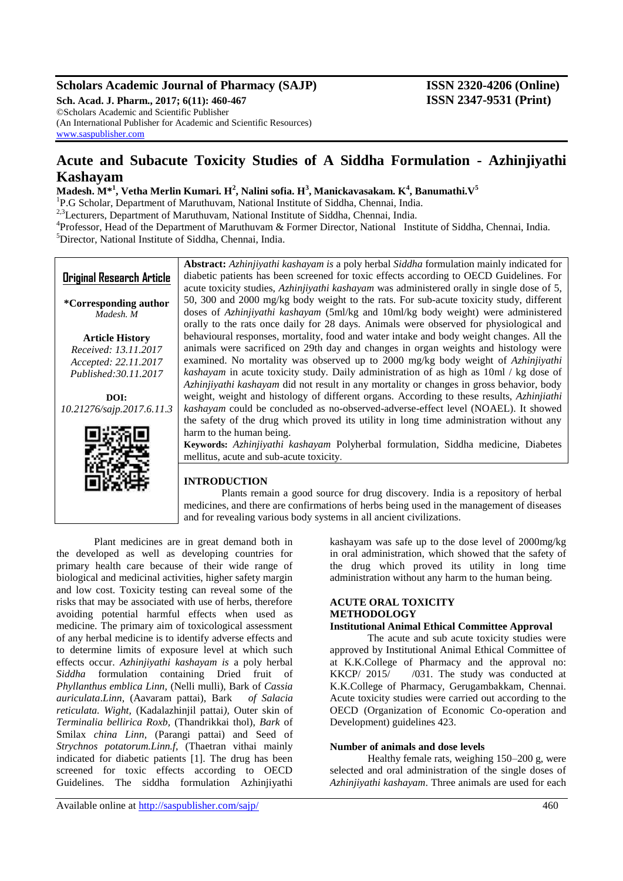# Acute and Subacute Toxicity Studies of A Siddha Formulation - Azhinjiyathi Kashayam

**Madesh. M*[1], Vetha Merlin Kumari. H[2], Nalini sofia. H[3], Manickavasakam. K[4], Banumathi.V[5]**

[1]P.G Scholar, Department of Maruthuvam, National Institute of Siddha, Chennai, India.

[2,3]Lecturers, Department of Maruthuvam, National Institute of Siddha, Chennai, India.

[4]Professor, Head of the Department of Maruthuvam & Former Director, National Institute of Siddha, Chennai, India.

[5]Director, National Institute of Siddha, Chennai, India.

**Original Research Article**

***Corresponding author**
*Madesh. M*

**Article History**
*Received: 13.11.2017*
*Accepted: 22.11.2017*
*Published: 30.11.2017*

**DOI:**
*10.21276/sajp.2017.6.11.3*

**Abstract:** *Azhinjiyathi kashayam is* a poly herbal *Siddha* formulation mainly indicated for diabetic patients has been screened for toxic effects according to OECD Guidelines. For acute toxicity studies, *Azhinjiyathi kashayam* was administered orally in single dose of 5, 50, 300 and 2000 mg/kg body weight to the rats. For sub-acute toxicity study, different doses of *Azhinjiyathi kashayam* (5ml/kg and 10ml/kg body weight) were administered orally to the rats once daily for 28 days. Animals were observed for physiological and behavioural responses, mortality, food and water intake and body weight changes. All the animals were sacrificed on 29th day and changes in organ weights and histology were examined. No mortality was observed up to 2000 mg/kg body weight of *Azhinjiyathi kashayam* in acute toxicity study. Daily administration of as high as 10ml / kg dose of *Azhinjiyathi kashayam* did not result in any mortality or changes in gross behavior, body weight, weight and histology of different organs. According to these results, *Azhinjiathi kashayam* could be concluded as no-observed-adverse-effect level (NOAEL). It showed the safety of the drug which proved its utility in long time administration without any harm to the human being.

**Keywords:** *Azhinjiyathi kashayam* Polyherbal formulation, Siddha medicine, Diabetes mellitus, acute and sub-acute toxicity.

## INTRODUCTION

Plants remain a good source for drug discovery. India is a repository of herbal medicines, and there are confirmations of herbs being used in the management of diseases and for revealing various body systems in all ancient civilizations.

Plant medicines are in great demand both in the developed as well as developing countries for primary health care because of their wide range of biological and medicinal activities, higher safety margin and low cost. Toxicity testing can reveal some of the risks that may be associated with use of herbs, therefore avoiding potential harmful effects when used as medicine. The primary aim of toxicological assessment of any herbal medicine is to identify adverse effects and to determine limits of exposure level at which such effects occur. *Azhinjiyathi kashayam is* a poly herbal *Siddha* formulation containing Dried fruit of *Phyllanthus emblica Linn,* (Nelli mulli), Bark of *Cassia auriculata.Linn,* (Aavaram pattai), Bark *of Salacia reticulata. Wight,* (Kadalazhinjil pattai*)*, Outer skin of *Terminalia bellirica Roxb,* (Thandrikkai thol), *Bark* of Smilax *china Linn,* (Parangi pattai) and Seed of *Strychnos potatorum.Linn.f,* (Thaetran vithai mainly indicated for diabetic patients [1]. The drug has been screened for toxic effects according to OECD Guidelines. The siddha formulation Azhinjiyathi kashayam was safe up to the dose level of 2000mg/kg in oral administration, which showed that the safety of the drug which proved its utility in long time administration without any harm to the human being.

## ACUTE ORAL TOXICITY

### METHODOLOGY

#### Institutional Animal Ethical Committee Approval

The acute and sub acute toxicity studies were approved by Institutional Animal Ethical Committee of at K.K.College of Pharmacy and the approval no: KKCP/ 2015/ /031. The study was conducted at K.K.College of Pharmacy, Gerugambakkam, Chennai. Acute toxicity studies were carried out according to the OECD (Organization of Economic Co-operation and Development) guidelines 423.

#### Number of animals and dose levels

Healthy female rats, weighing 150–200 g, were selected and oral administration of the single doses of *Azhinjiyathi kashayam*. Three animals are used for each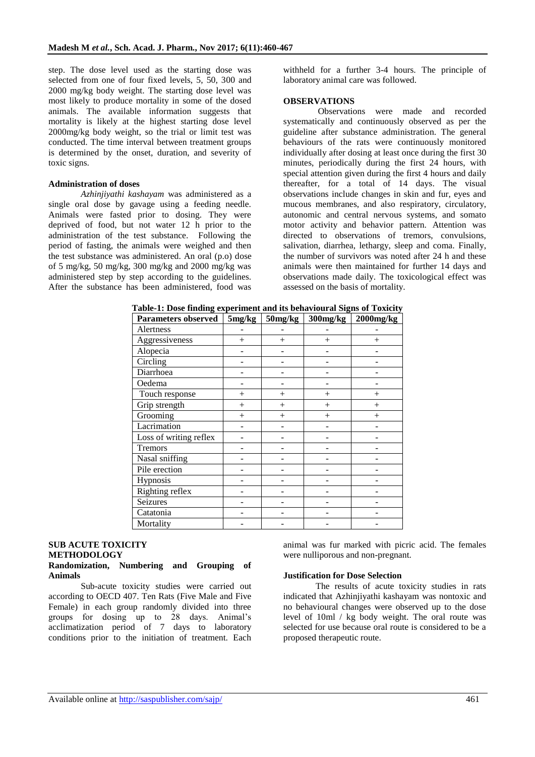step. The dose level used as the starting dose was selected from one of four fixed levels, 5, 50, 300 and 2000 mg/kg body weight. The starting dose level was most likely to produce mortality in some of the dosed animals. The available information suggests that mortality is likely at the highest starting dose level 2000mg/kg body weight, so the trial or limit test was conducted. The time interval between treatment groups is determined by the onset, duration, and severity of toxic signs.

### Administration of doses

*Azhinjiyathi kashayam* was administered as a single oral dose by gavage using a feeding needle. Animals were fasted prior to dosing. They were deprived of food, but not water 12 h prior to the administration of the test substance. Following the period of fasting, the animals were weighed and then the test substance was administered. An oral (p.o) dose of 5 mg/kg, 50 mg/kg, 300 mg/kg and 2000 mg/kg was administered step by step according to the guidelines. After the substance has been administered, food was withheld for a further 3-4 hours. The principle of laboratory animal care was followed.

### OBSERVATIONS

Observations were made and recorded systematically and continuously observed as per the guideline after substance administration. The general behaviours of the rats were continuously monitored individually after dosing at least once during the first 30 minutes, periodically during the first 24 hours, with special attention given during the first 4 hours and daily thereafter, for a total of 14 days. The visual observations include changes in skin and fur, eyes and mucous membranes, and also respiratory, circulatory, autonomic and central nervous systems, and somato motor activity and behavior pattern. Attention was directed to observations of tremors, convulsions, salivation, diarrhea, lethargy, sleep and coma. Finally, the number of survivors was noted after 24 h and these animals were then maintained for further 14 days and observations made daily. The toxicological effect was assessed on the basis of mortality.

**Table-1: Dose finding experiment and its behavioural Signs of Toxicity**

| Parameters observed | 5mg/kg | 50mg/kg | 300mg/kg | 2000mg/kg |
|---|---|---|---|---|
| Alertness | - | - | - | - |
| Aggressiveness | + | + | + | + |
| Alopecia | - | - | - | - |
| Circling | - | - | - | - |
| Diarrhoea | - | - | - | - |
| Oedema | - | - | - | - |
| Touch response | + | + | + | + |
| Grip strength | + | + | + | + |
| Grooming | + | + | + | + |
| Lacrimation | - | - | - | - |
| Loss of writing reflex | - | - | - | - |
| Tremors | - | - | - | - |
| Nasal sniffing | - | - | - | - |
| Pile erection | - | - | - | - |
| Hypnosis | - | - | - | - |
| Righting reflex | - | - | - | - |
| Seizures | - | - | - | - |
| Catatonia | - | - | - | - |
| Mortality | - | - | - | - |

### SUB ACUTE TOXICITY METHODOLOGY

#### Randomization, Numbering and Grouping of Animals

Sub-acute toxicity studies were carried out according to OECD 407. Ten Rats (Five Male and Five Female) in each group randomly divided into three groups for dosing up to 28 days. Animal's acclimatization period of 7 days to laboratory conditions prior to the initiation of treatment. Each animal was fur marked with picric acid. The females were nulliporous and non-pregnant.

#### Justification for Dose Selection

The results of acute toxicity studies in rats indicated that Azhinjiyathi kashayam was nontoxic and no behavioural changes were observed up to the dose level of 10ml / kg body weight. The oral route was selected for use because oral route is considered to be a proposed therapeutic route.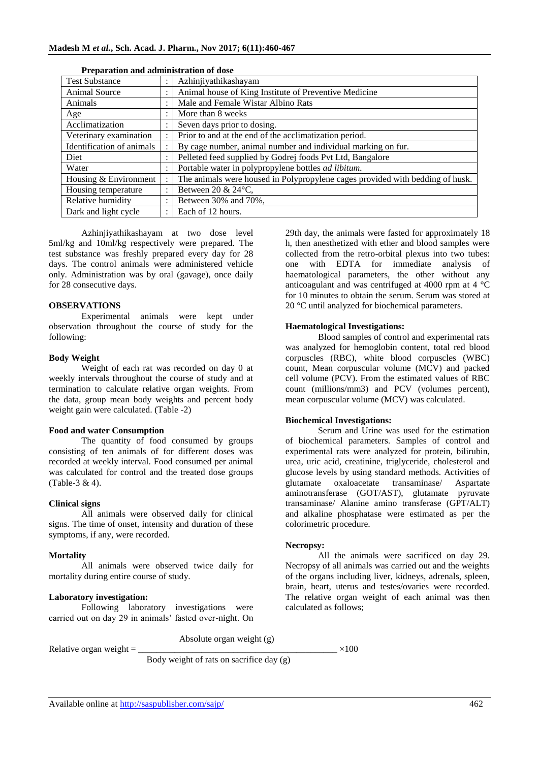**Preparation and administration of dose**

| Test Substance | : | Azhinjiyathikashayam |
|---|---|---|
| Animal Source | : | Animal house of King Institute of Preventive Medicine |
| Animals | : | Male and Female Wistar Albino Rats |
| Age | : | More than 8 weeks |
| Acclimatization | : | Seven days prior to dosing. |
| Veterinary examination | : | Prior to and at the end of the acclimatization period. |
| Identification of animals | : | By cage number, animal number and individual marking on fur. |
| Diet | : | Pelleted feed supplied by Godrej foods Pvt Ltd, Bangalore |
| Water | : | Portable water in polypropylene bottles *ad libitum.* |
| Housing & Environment | : | The animals were housed in Polypropylene cages provided with bedding of husk. |
| Housing temperature | : | Between 20 & 24°C, |
| Relative humidity | : | Between 30% and 70%, |
| Dark and light cycle | : | Each of 12 hours. |

Azhinjiyathikashayam at two dose level 5ml/kg and 10ml/kg respectively were prepared. The test substance was freshly prepared every day for 28 days. The control animals were administered vehicle only. Administration was by oral (gavage), once daily for 28 consecutive days.

**OBSERVATIONS**

Experimental animals were kept under observation throughout the course of study for the following:

**Body Weight**

Weight of each rat was recorded on day 0 at weekly intervals throughout the course of study and at termination to calculate relative organ weights. From the data, group mean body weights and percent body weight gain were calculated. (Table -2)

**Food and water Consumption**

The quantity of food consumed by groups consisting of ten animals of for different doses was recorded at weekly interval. Food consumed per animal was calculated for control and the treated dose groups (Table-3 & 4).

**Clinical signs**

All animals were observed daily for clinical signs. The time of onset, intensity and duration of these symptoms, if any, were recorded.

**Mortality**

All animals were observed twice daily for mortality during entire course of study.

**Laboratory investigation:**

Following laboratory investigations were carried out on day 29 in animals' fasted over-night. On 29th day, the animals were fasted for approximately 18 h, then anesthetized with ether and blood samples were collected from the retro-orbital plexus into two tubes: one with EDTA for immediate analysis of haematological parameters, the other without any anticoagulant and was centrifuged at 4000 rpm at 4 °C for 10 minutes to obtain the serum. Serum was stored at 20 °C until analyzed for biochemical parameters.

**Haematological Investigations:**

Blood samples of control and experimental rats was analyzed for hemoglobin content, total red blood corpuscles (RBC), white blood corpuscles (WBC) count, Mean corpuscular volume (MCV) and packed cell volume (PCV). From the estimated values of RBC count (millions/mm3) and PCV (volumes percent), mean corpuscular volume (MCV) was calculated.

**Biochemical Investigations:**

Serum and Urine was used for the estimation of biochemical parameters. Samples of control and experimental rats were analyzed for protein, bilirubin, urea, uric acid, creatinine, triglyceride, cholesterol and glucose levels by using standard methods. Activities of glutamate oxaloacetate transaminase/ Aspartate aminotransferase (GOT/AST), glutamate pyruvate transaminase/ Alanine amino transferase (GPT/ALT) and alkaline phosphatase were estimated as per the colorimetric procedure.

**Necropsy:**

All the animals were sacrificed on day 29. Necropsy of all animals was carried out and the weights of the organs including liver, kidneys, adrenals, spleen, brain, heart, uterus and testes/ovaries were recorded. The relative organ weight of each animal was then calculated as follows;

$$\text{Relative organ weight} = \frac{\text{Absolute organ weight (g)}}{\text{Body weight of rats on sacrifice day (g)}} \times 100$$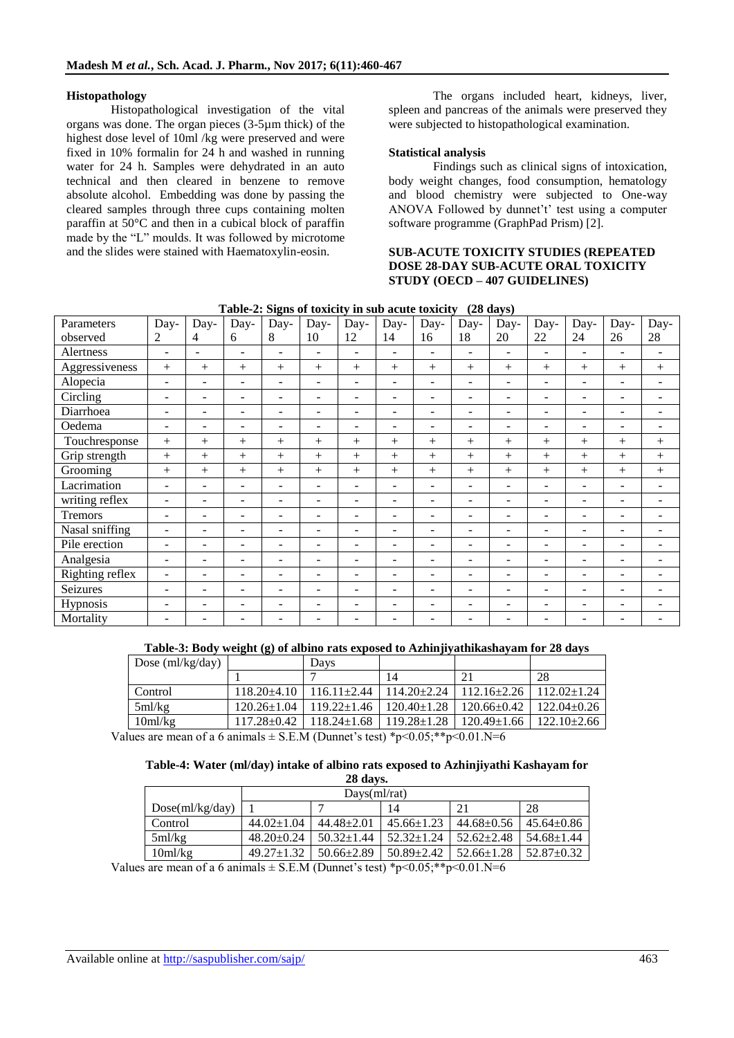### Histopathology

Histopathological investigation of the vital organs was done. The organ pieces (3-5µm thick) of the highest dose level of 10ml /kg were preserved and were fixed in 10% formalin for 24 h and washed in running water for 24 h. Samples were dehydrated in an auto technical and then cleared in benzene to remove absolute alcohol. Embedding was done by passing the cleared samples through three cups containing molten paraffin at 50°C and then in a cubical block of paraffin made by the "L" moulds. It was followed by microtome and the slides were stained with Haematoxylin-eosin.

The organs included heart, kidneys, liver, spleen and pancreas of the animals were preserved they were subjected to histopathological examination.

### Statistical analysis

Findings such as clinical signs of intoxication, body weight changes, food consumption, hematology and blood chemistry were subjected to One-way ANOVA Followed by dunnet't' test using a computer software programme (GraphPad Prism) [2].

### SUB-ACUTE TOXICITY STUDIES (REPEATED DOSE 28-DAY SUB-ACUTE ORAL TOXICITY STUDY (OECD – 407 GUIDELINES)

**Table-2: Signs of toxicity in sub acute toxicity (28 days)**

| Parameters observed | Day-2 | Day-4 | Day-6 | Day-8 | Day-10 | Day-12 | Day-14 | Day-16 | Day-18 | Day-20 | Day-22 | Day-24 | Day-26 | Day-28 |
|---|---|---|---|---|---|---|---|---|---|---|---|---|---|---|
| Alertness | - | - | - | - | - | - | - | - | - | - | - | - | - | - |
| Aggressiveness | + | + | + | + | + | + | + | + | + | + | + | + | + | + |
| Alopecia | - | - | - | - | - | - | - | - | - | - | - | - | - | - |
| Circling | - | - | - | - | - | - | - | - | - | - | - | - | - | - |
| Diarrhoea | - | - | - | - | - | - | - | - | - | - | - | - | - | - |
| Oedema | - | - | - | - | - | - | - | - | - | - | - | - | - | - |
| Touchresponse | + | + | + | + | + | + | + | + | + | + | + | + | + | + |
| Grip strength | + | + | + | + | + | + | + | + | + | + | + | + | + | + |
| Grooming | + | + | + | + | + | + | + | + | + | + | + | + | + | + |
| Lacrimation | - | - | - | - | - | - | - | - | - | - | - | - | - | - |
| writing reflex | - | - | - | - | - | - | - | - | - | - | - | - | - | - |
| Tremors | - | - | - | - | - | - | - | - | - | - | - | - | - | - |
| Nasal sniffing | - | - | - | - | - | - | - | - | - | - | - | - | - | - |
| Pile erection | - | - | - | - | - | - | - | - | - | - | - | - | - | - |
| Analgesia | - | - | - | - | - | - | - | - | - | - | - | - | - | - |
| Righting reflex | - | - | - | - | - | - | - | - | - | - | - | - | - | - |
| Seizures | - | - | - | - | - | - | - | - | - | - | - | - | - | - |
| Hypnosis | - | - | - | - | - | - | - | - | - | - | - | - | - | - |
| Mortality | - | - | - | - | - | - | - | - | - | - | - | - | - | - |

**Table-3: Body weight (g) of albino rats exposed to Azhinjiyathikashayam for 28 days**

| Dose (ml/kg/day) | Days | | | | |
|---|---|---|---|---|---|
| | 1 | 7 | 14 | 21 | 28 |
| Control | 118.20±4.10 | 116.11±2.44 | 114.20±2.24 | 112.16±2.26 | 112.02±1.24 |
| 5ml/kg | 120.26±1.04 | 119.22±1.46 | 120.40±1.28 | 120.66±0.42 | 122.04±0.26 |
| 10ml/kg | 117.28±0.42 | 118.24±1.68 | 119.28±1.28 | 120.49±1.66 | 122.10±2.66 |

Values are mean of a 6 animals ± S.E.M (Dunnet's test) *p<0.05;**p<0.01.N=6

**Table-4: Water (ml/day) intake of albino rats exposed to Azhinjiyathi Kashayam for 28 days.**

| | Days(ml/rat) | | | | |
|---|---|---|---|---|---|
| Dose(ml/kg/day) | 1 | 7 | 14 | 21 | 28 |
| Control | 44.02±1.04 | 44.48±2.01 | 45.66±1.23 | 44.68±0.56 | 45.64±0.86 |
| 5ml/kg | 48.20±0.24 | 50.32±1.44 | 52.32±1.24 | 52.62±2.48 | 54.68±1.44 |
| 10ml/kg | 49.27±1.32 | 50.66±2.89 | 50.89±2.42 | 52.66±1.28 | 52.87±0.32 |

Values are mean of a 6 animals ± S.E.M (Dunnet's test) *p<0.05;**p<0.01.N=6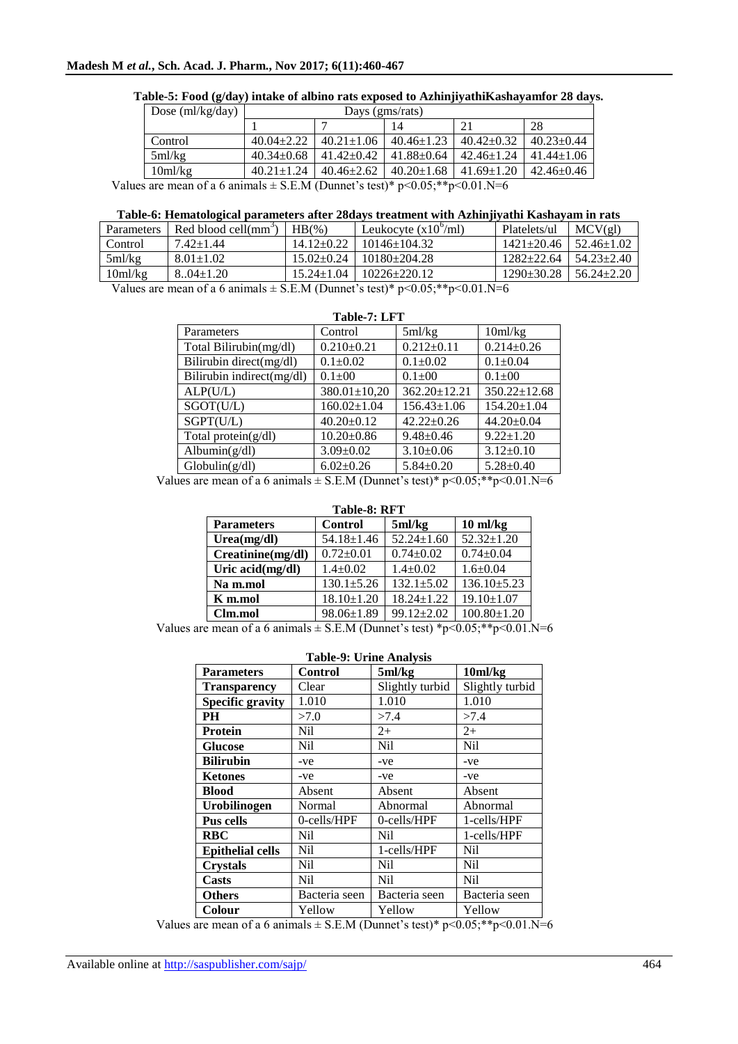**Table-5: Food (g/day) intake of albino rats exposed to AzhinjiyathiKashayamfor 28 days.**

| Dose (ml/kg/day) | Days (gms/rats) | | | | |
|---|---|---|---|---|---|
| | 1 | 7 | 14 | 21 | 28 |
| Control | 40.04±2.22 | 40.21±1.06 | 40.46±1.23 | 40.42±0.32 | 40.23±0.44 |
| 5ml/kg | 40.34±0.68 | 41.42±0.42 | 41.88±0.64 | 42.46±1.24 | 41.44±1.06 |
| 10ml/kg | 40.21±1.24 | 40.46±2.62 | 40.20±1.68 | 41.69±1.20 | 42.46±0.46 |

Values are mean of a 6 animals ± S.E.M (Dunnet's test)* p<0.05;**p<0.01.N=6

**Table-6: Hematological parameters after 28days treatment with Azhinjiyathi Kashayam in rats**

| Parameters | Red blood cell($mm^3$) | HB(%) | Leukocyte ($x10^6$/ml) | Platelets/ul | MCV(gl) |
|---|---|---|---|---|---|
| Control | 7.42±1.44 | 14.12±0.22 | 10146±104.32 | 1421±20.46 | 52.46±1.02 |
| 5ml/kg | 8.01±1.02 | 15.02±0.24 | 10180±204.28 | 1282±22.64 | 54.23±2.40 |
| 10ml/kg | 8..04±1.20 | 15.24±1.04 | 10226±220.12 | 1290±30.28 | 56.24±2.20 |

Values are mean of a 6 animals ± S.E.M (Dunnet's test)* p<0.05;**p<0.01.N=6

**Table-7: LFT**

| Parameters | Control | 5ml/kg | 10ml/kg |
|---|---|---|---|
| Total Bilirubin(mg/dl) | 0.210±0.21 | 0.212±0.11 | 0.214±0.26 |
| Bilirubin direct(mg/dl) | 0.1±0.02 | 0.1±0.02 | 0.1±0.04 |
| Bilirubin indirect(mg/dl) | 0.1±00 | 0.1±00 | 0.1±00 |
| ALP(U/L) | 380.01±10,20 | 362.20±12.21 | 350.22±12.68 |
| SGOT(U/L) | 160.02±1.04 | 156.43±1.06 | 154.20±1.04 |
| SGPT(U/L) | 40.20±0.12 | 42.22±0.26 | 44.20±0.04 |
| Total protein(g/dl) | 10.20±0.86 | 9.48±0.46 | 9.22±1.20 |
| Albumin(g/dl) | 3.09±0.02 | 3.10±0.06 | 3.12±0.10 |
| Globulin(g/dl) | 6.02±0.26 | 5.84±0.20 | 5.28±0.40 |

Values are mean of a 6 animals ± S.E.M (Dunnet's test)* p<0.05;**p<0.01.N=6

**Table-8: RFT**

| **Parameters** | **Control** | **5ml/kg** | **10 ml/kg** |
|---|---|---|---|
| **Urea(mg/dl)** | 54.18±1.46 | 52.24±1.60 | 52.32±1.20 |
| **Creatinine(mg/dl)** | 0.72±0.01 | 0.74±0.02 | 0.74±0.04 |
| **Uric acid(mg/dl)** | 1.4±0.02 | 1.4±0.02 | 1.6±0.04 |
| **Na m.mol** | 130.1±5.26 | 132.1±5.02 | 136.10±5.23 |
| **K m.mol** | 18.10±1.20 | 18.24±1.22 | 19.10±1.07 |
| **Clm.mol** | 98.06±1.89 | 99.12±2.02 | 100.80±1.20 |

Values are mean of a 6 animals ± S.E.M (Dunnet's test) *p<0.05;**p<0.01.N=6

**Table-9: Urine Analysis**

| **Parameters** | **Control** | **5ml/kg** | **10ml/kg** |
|---|---|---|---|
| **Transparency** | Clear | Slightly turbid | Slightly turbid |
| **Specific gravity** | 1.010 | 1.010 | 1.010 |
| **PH** | >7.0 | >7.4 | >7.4 |
| **Protein** | Nil | 2+ | 2+ |
| **Glucose** | Nil | Nil | Nil |
| **Bilirubin** | -ve | -ve | -ve |
| **Ketones** | -ve | -ve | -ve |
| **Blood** | Absent | Absent | Absent |
| **Urobilinogen** | Normal | Abnormal | Abnormal |
| **Pus cells** | 0-cells/HPF | 0-cells/HPF | 1-cells/HPF |
| **RBC** | Nil | Nil | 1-cells/HPF |
| **Epithelial cells** | Nil | 1-cells/HPF | Nil |
| **Crystals** | Nil | Nil | Nil |
| **Casts** | Nil | Nil | Nil |
| **Others** | Bacteria seen | Bacteria seen | Bacteria seen |
| **Colour** | Yellow | Yellow | Yellow |

Values are mean of a 6 animals ± S.E.M (Dunnet's test)* p<0.05;**p<0.01.N=6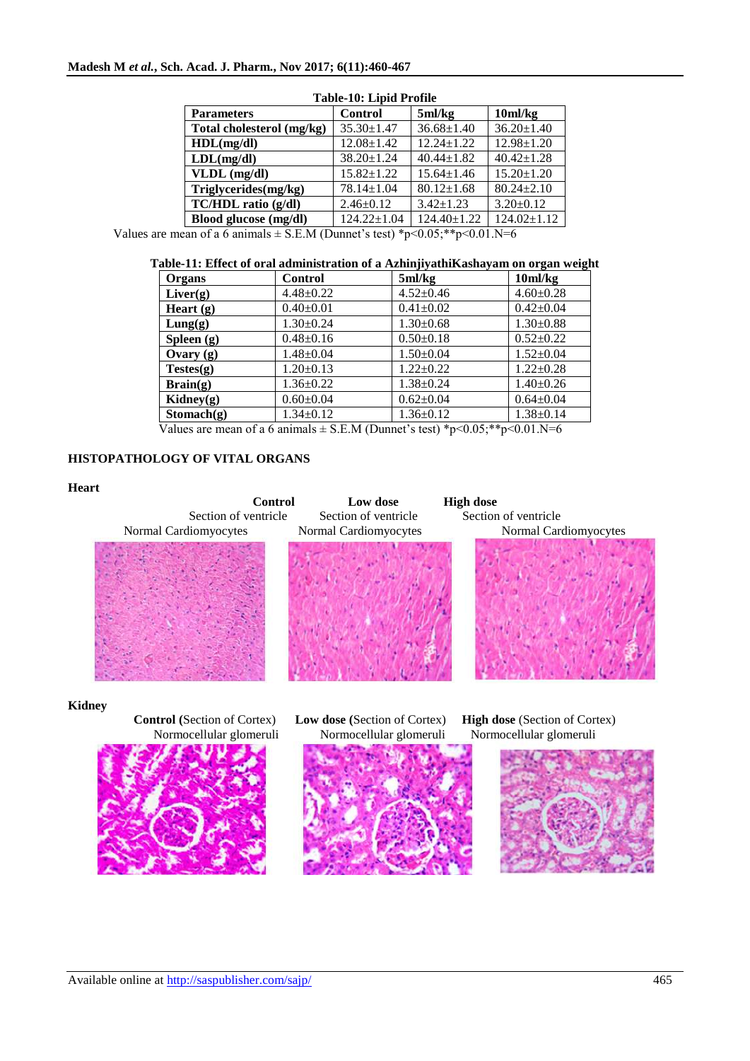**Table-10: Lipid Profile**

| Parameters | Control | 5ml/kg | 10ml/kg |
|---|---|---|---|
| **Total cholesterol (mg/kg)** | 35.30±1.47 | 36.68±1.40 | 36.20±1.40 |
| **HDL(mg/dl)** | 12.08±1.42 | 12.24±1.22 | 12.98±1.20 |
| **LDL(mg/dl)** | 38.20±1.24 | 40.44±1.82 | 40.42±1.28 |
| **VLDL (mg/dl)** | 15.82±1.22 | 15.64±1.46 | 15.20±1.20 |
| **Triglycerides(mg/kg)** | 78.14±1.04 | 80.12±1.68 | 80.24±2.10 |
| **TC/HDL ratio (g/dl)** | 2.46±0.12 | 3.42±1.23 | 3.20±0.12 |
| **Blood glucose (mg/dl)** | 124.22±1.04 | 124.40±1.22 | 124.02±1.12 |

Values are mean of a 6 animals ± S.E.M (Dunnet's test) $*p<0.05$;$**p<0.01$.N=6

**Table-11: Effect of oral administration of a AzhinjiyathiKashayam on organ weight**

| Organs | Control | 5ml/kg | 10ml/kg |
|---|---|---|---|
| **Liver(g)** | 4.48±0.22 | 4.52±0.46 | 4.60±0.28 |
| **Heart (g)** | 0.40±0.01 | 0.41±0.02 | 0.42±0.04 |
| **Lung(g)** | 1.30±0.24 | 1.30±0.68 | 1.30±0.88 |
| **Spleen (g)** | 0.48±0.16 | 0.50±0.18 | 0.52±0.22 |
| **Ovary (g)** | 1.48±0.04 | 1.50±0.04 | 1.52±0.04 |
| **Testes(g)** | 1.20±0.13 | 1.22±0.22 | 1.22±0.28 |
| **Brain(g)** | 1.36±0.22 | 1.38±0.24 | 1.40±0.26 |
| **Kidney(g)** | 0.60±0.04 | 0.62±0.04 | 0.64±0.04 |
| **Stomach(g)** | 1.34±0.12 | 1.36±0.12 | 1.38±0.14 |

Values are mean of a 6 animals ± S.E.M (Dunnet's test) $*p<0.05$;$**p<0.01$.N=6

## HISTOPATHOLOGY OF VITAL ORGANS

**Heart**

**Control** Section of ventricle Normal Cardiomyocytes

**Low dose** Section of ventricle Normal Cardiomyocytes

**High dose** Section of ventricle Normal Cardiomyocytes

**Kidney**

**Control (**Section of Cortex) Normocellular glomeruli

**Low dose (**Section of Cortex) Normocellular glomeruli

**High dose** (Section of Cortex) Normocellular glomeruli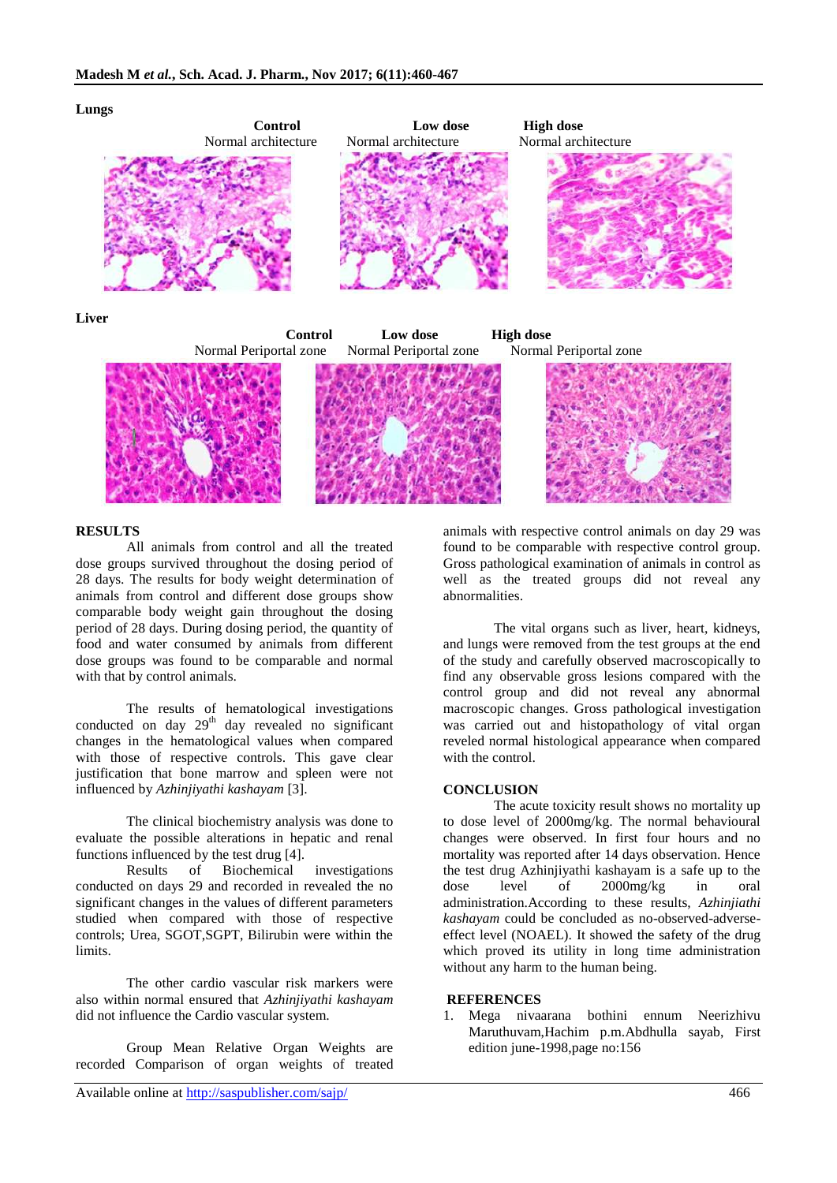**Lungs**

| Control | Low dose | High dose |
|---|---|---|
| Normal architecture | Normal architecture | Normal architecture |

**Liver**

| Control | Low dose | High dose |
|---|---|---|
| Normal Periportal zone | Normal Periportal zone | Normal Periportal zone |

## RESULTS

All animals from control and all the treated dose groups survived throughout the dosing period of 28 days. The results for body weight determination of animals from control and different dose groups show comparable body weight gain throughout the dosing period of 28 days. During dosing period, the quantity of food and water consumed by animals from different dose groups was found to be comparable and normal with that by control animals.

The results of hematological investigations conducted on day 29$^{th}$ day revealed no significant changes in the hematological values when compared with those of respective controls. This gave clear justification that bone marrow and spleen were not influenced by *Azhinjiyathi kashayam* [3].

The clinical biochemistry analysis was done to evaluate the possible alterations in hepatic and renal functions influenced by the test drug [4].

Results of Biochemical investigations conducted on days 29 and recorded in revealed the no significant changes in the values of different parameters studied when compared with those of respective controls; Urea, SGOT,SGPT, Bilirubin were within the limits.

The other cardio vascular risk markers were also within normal ensured that *Azhinjiyathi kashayam* did not influence the Cardio vascular system.

Group Mean Relative Organ Weights are recorded Comparison of organ weights of treated animals with respective control animals on day 29 was found to be comparable with respective control group. Gross pathological examination of animals in control as well as the treated groups did not reveal any abnormalities.

The vital organs such as liver, heart, kidneys, and lungs were removed from the test groups at the end of the study and carefully observed macroscopically to find any observable gross lesions compared with the control group and did not reveal any abnormal macroscopic changes. Gross pathological investigation was carried out and histopathology of vital organ reveled normal histological appearance when compared with the control.

## CONCLUSION

The acute toxicity result shows no mortality up to dose level of 2000mg/kg. The normal behavioural changes were observed. In first four hours and no mortality was reported after 14 days observation. Hence the test drug Azhinjiyathi kashayam is a safe up to the dose level of 2000mg/kg in oral administration.According to these results, *Azhinjiathi kashayam* could be concluded as no-observed-adverse-effect level (NOAEL). It showed the safety of the drug which proved its utility in long time administration without any harm to the human being.

## REFERENCES

1. Mega nivaarana bothini ennum Neerizhivu Maruthuvam,Hachim p.m.Abdhulla sayab, First edition june-1998,page no:156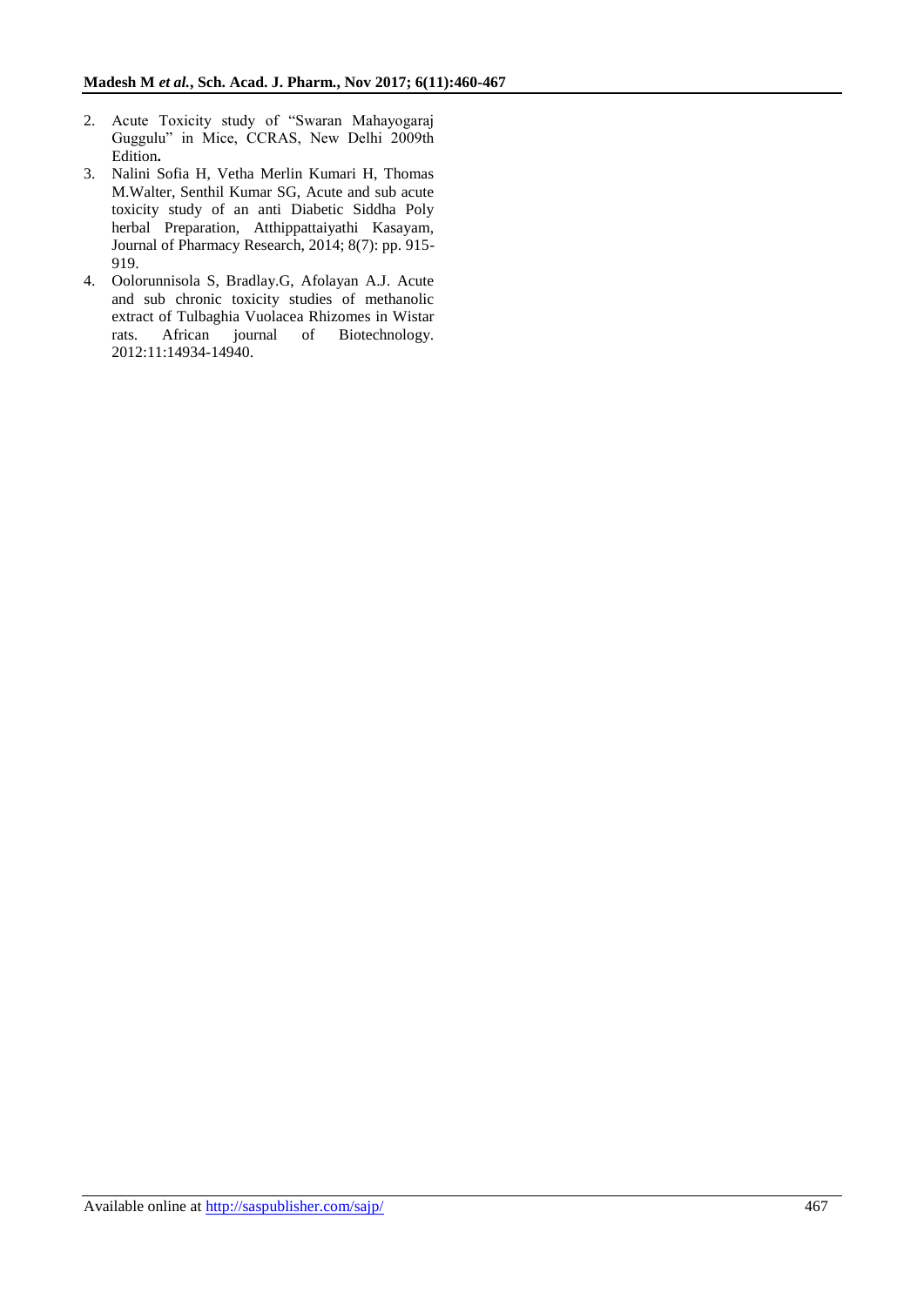2. Acute Toxicity study of "Swaran Mahayogaraj Guggulu" in Mice, CCRAS, New Delhi 2009th Edition**.**
3. Nalini Sofia H, Vetha Merlin Kumari H, Thomas M.Walter, Senthil Kumar SG, Acute and sub acute toxicity study of an anti Diabetic Siddha Poly herbal Preparation, Atthippattaiyathi Kasayam, Journal of Pharmacy Research, 2014; 8(7): pp. 915-919.
4. Oolorunnisola S, Bradlay.G, Afolayan A.J. Acute and sub chronic toxicity studies of methanolic extract of Tulbaghia Vuolacea Rhizomes in Wistar rats. African journal of Biotechnology. 2012:11:14934-14940.